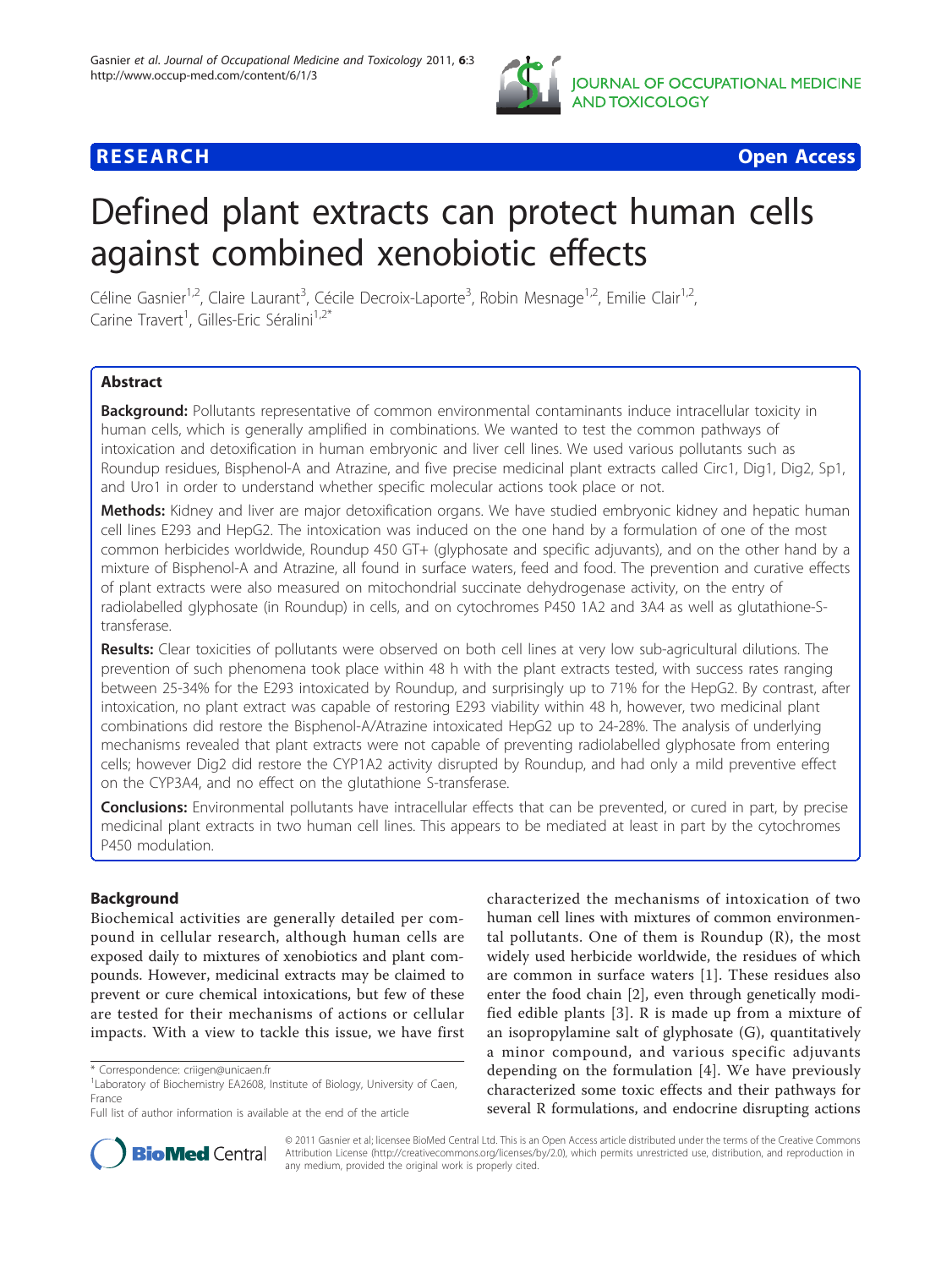**RESEARCH** **Open Access**

# Defined plant extracts can protect human cells against combined xenobiotic effects

Céline Gasnier[1,2], Claire Laurant[3], Cécile Decroix-Laporte[3], Robin Mesnage[1,2], Emilie Clair[1,2], Carine Travert[1], Gilles-Eric Séralini[1,2*]

## Abstract

**Background:** Pollutants representative of common environmental contaminants induce intracellular toxicity in human cells, which is generally amplified in combinations. We wanted to test the common pathways of intoxication and detoxification in human embryonic and liver cell lines. We used various pollutants such as Roundup residues, Bisphenol-A and Atrazine, and five precise medicinal plant extracts called Circ1, Dig1, Dig2, Sp1, and Uro1 in order to understand whether specific molecular actions took place or not.

**Methods:** Kidney and liver are major detoxification organs. We have studied embryonic kidney and hepatic human cell lines E293 and HepG2. The intoxication was induced on the one hand by a formulation of one of the most common herbicides worldwide, Roundup 450 GT+ (glyphosate and specific adjuvants), and on the other hand by a mixture of Bisphenol-A and Atrazine, all found in surface waters, feed and food. The prevention and curative effects of plant extracts were also measured on mitochondrial succinate dehydrogenase activity, on the entry of radiolabelled glyphosate (in Roundup) in cells, and on cytochromes P450 1A2 and 3A4 as well as glutathione-S-transferase.

**Results:** Clear toxicities of pollutants were observed on both cell lines at very low sub-agricultural dilutions. The prevention of such phenomena took place within 48 h with the plant extracts tested, with success rates ranging between 25-34% for the E293 intoxicated by Roundup, and surprisingly up to 71% for the HepG2. By contrast, after intoxication, no plant extract was capable of restoring E293 viability within 48 h, however, two medicinal plant combinations did restore the Bisphenol-A/Atrazine intoxicated HepG2 up to 24-28%. The analysis of underlying mechanisms revealed that plant extracts were not capable of preventing radiolabelled glyphosate from entering cells; however Dig2 did restore the CYP1A2 activity disrupted by Roundup, and had only a mild preventive effect on the CYP3A4, and no effect on the glutathione S-transferase.

**Conclusions:** Environmental pollutants have intracellular effects that can be prevented, or cured in part, by precise medicinal plant extracts in two human cell lines. This appears to be mediated at least in part by the cytochromes P450 modulation.

## Background

Biochemical activities are generally detailed per compound in cellular research, although human cells are exposed daily to mixtures of xenobiotics and plant compounds. However, medicinal extracts may be claimed to prevent or cure chemical intoxications, but few of these are tested for their mechanisms of actions or cellular impacts. With a view to tackle this issue, we have first characterized the mechanisms of intoxication of two human cell lines with mixtures of common environmental pollutants. One of them is Roundup (R), the most widely used herbicide worldwide, the residues of which are common in surface waters [1]. These residues also enter the food chain [2], even through genetically modified edible plants [3]. R is made up from a mixture of an isopropylamine salt of glyphosate (G), quantitatively a minor compound, and various specific adjuvants depending on the formulation [4]. We have previously characterized some toxic effects and their pathways for several R formulations, and endocrine disrupting actions

\* Correspondence: criigen@unicaen.fr
[1]Laboratory of Biochemistry EA2608, Institute of Biology, University of Caen, France
Full list of author information is available at the end of the article

© 2011 Gasnier et al; licensee BioMed Central Ltd. This is an Open Access article distributed under the terms of the Creative Commons Attribution License (http://creativecommons.org/licenses/by/2.0), which permits unrestricted use, distribution, and reproduction in any medium, provided the original work is properly cited.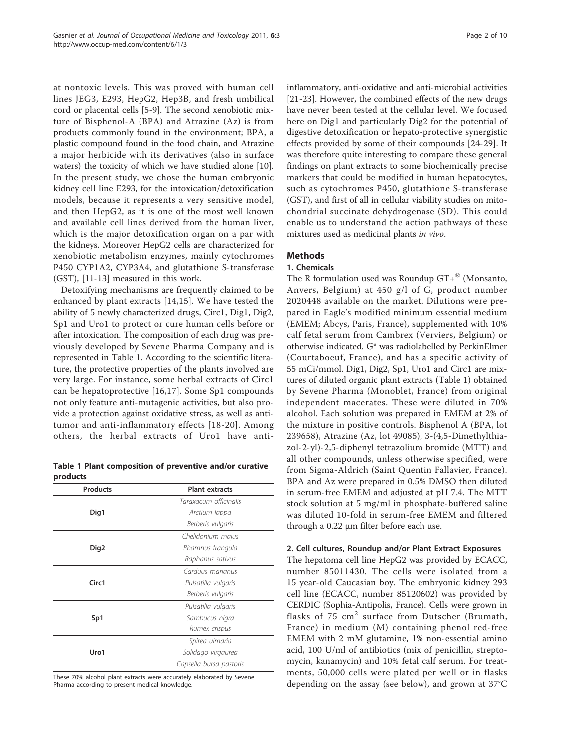at nontoxic levels. This was proved with human cell lines JEG3, E293, HepG2, Hep3B, and fresh umbilical cord or placental cells [5-9]. The second xenobiotic mixture of Bisphenol-A (BPA) and Atrazine (Az) is from products commonly found in the environment; BPA, a plastic compound found in the food chain, and Atrazine a major herbicide with its derivatives (also in surface waters) the toxicity of which we have studied alone [10]. In the present study, we chose the human embryonic kidney cell line E293, for the intoxication/detoxification models, because it represents a very sensitive model, and then HepG2, as it is one of the most well known and available cell lines derived from the human liver, which is the major detoxification organ on a par with the kidneys. Moreover HepG2 cells are characterized for xenobiotic metabolism enzymes, mainly cytochromes P450 CYP1A2, CYP3A4, and glutathione S-transferase (GST), [11-13] measured in this work.

Detoxifying mechanisms are frequently claimed to be enhanced by plant extracts [14,15]. We have tested the ability of 5 newly characterized drugs, Circ1, Dig1, Dig2, Sp1 and Uro1 to protect or cure human cells before or after intoxication. The composition of each drug was previously developed by Sevene Pharma Company and is represented in Table 1. According to the scientific literature, the protective properties of the plants involved are very large. For instance, some herbal extracts of Circ1 can be hepatoprotective [16,17]. Some Sp1 compounds not only feature anti-mutagenic activities, but also provide a protection against oxidative stress, as well as anti-tumor and anti-inflammatory effects [18-20]. Among others, the herbal extracts of Uro1 have anti-inflammatory, anti-oxidative and anti-microbial activities [21-23]. However, the combined effects of the new drugs have never been tested at the cellular level. We focused here on Dig1 and particularly Dig2 for the potential of digestive detoxification or hepato-protective synergistic effects provided by some of their compounds [24-29]. It was therefore quite interesting to compare these general findings on plant extracts to some biochemically precise markers that could be modified in human hepatocytes, such as cytochromes P450, glutathione S-transferase (GST), and first of all in cellular viability studies on mitochondrial succinate dehydrogenase (SD). This could enable us to understand the action pathways of these mixtures used as medicinal plants *in vivo*.

**Table 1 Plant composition of preventive and/or curative products**

| Products | Plant extracts |
|---|---|
| Dig1 | *Taraxacum officinalis* |
| | *Arctium lappa* |
| | *Berberis vulgaris* |
| Dig2 | *Chelidonium majus* |
| | *Rhamnus frangula* |
| | *Raphanus sativus* |
| Circ1 | *Carduus marianus* |
| | *Pulsatilla vulgaris* |
| | *Berberis vulgaris* |
| Sp1 | *Pulsatilla vulgaris* |
| | *Sambucus nigra* |
| | *Rumex crispus* |
| Uro1 | *Spirea ulmaria* |
| | *Solidago virgaurea* |
| | *Capsella bursa pastoris* |

These 70% alcohol plant extracts were accurately elaborated by Sevene Pharma according to present medical knowledge.

## Methods

### 1. Chemicals

The R formulation used was Roundup GT+® (Monsanto, Anvers, Belgium) at 450 g/l of G, product number 2020448 available on the market. Dilutions were prepared in Eagle's modified minimum essential medium (EMEM; Abcys, Paris, France), supplemented with 10% calf fetal serum from Cambrex (Verviers, Belgium) or otherwise indicated. G* was radiolabelled by PerkinElmer (Courtaboeuf, France), and has a specific activity of 55 mCi/mmol. Dig1, Dig2, Sp1, Uro1 and Circ1 are mixtures of diluted organic plant extracts (Table 1) obtained by Sevene Pharma (Monoblet, France) from original independent macerates. These were diluted in 70% alcohol. Each solution was prepared in EMEM at 2% of the mixture in positive controls. Bisphenol A (BPA, lot 239658), Atrazine (Az, lot 49085), 3-(4,5-Dimethylthiazol-2-yl)-2,5-diphenyl tetrazolium bromide (MTT) and all other compounds, unless otherwise specified, were from Sigma-Aldrich (Saint Quentin Fallavier, France). BPA and Az were prepared in 0.5% DMSO then diluted in serum-free EMEM and adjusted at pH 7.4. The MTT stock solution at 5 mg/ml in phosphate-buffered saline was diluted 10-fold in serum-free EMEM and filtered through a 0.22 μm filter before each use.

### 2. Cell cultures, Roundup and/or Plant Extract Exposures

The hepatoma cell line HepG2 was provided by ECACC, number 85011430. The cells were isolated from a 15 year-old Caucasian boy. The embryonic kidney 293 cell line (ECACC, number 85120602) was provided by CERDIC (Sophia-Antipolis, France). Cells were grown in flasks of 75 $cm^2$ surface from Dutscher (Brumath, France) in medium (M) containing phenol red-free EMEM with 2 mM glutamine, 1% non-essential amino acid, 100 U/ml of antibiotics (mix of penicillin, streptomycin, kanamycin) and 10% fetal calf serum. For treatments, 50,000 cells were plated per well or in flasks depending on the assay (see below), and grown at 37°C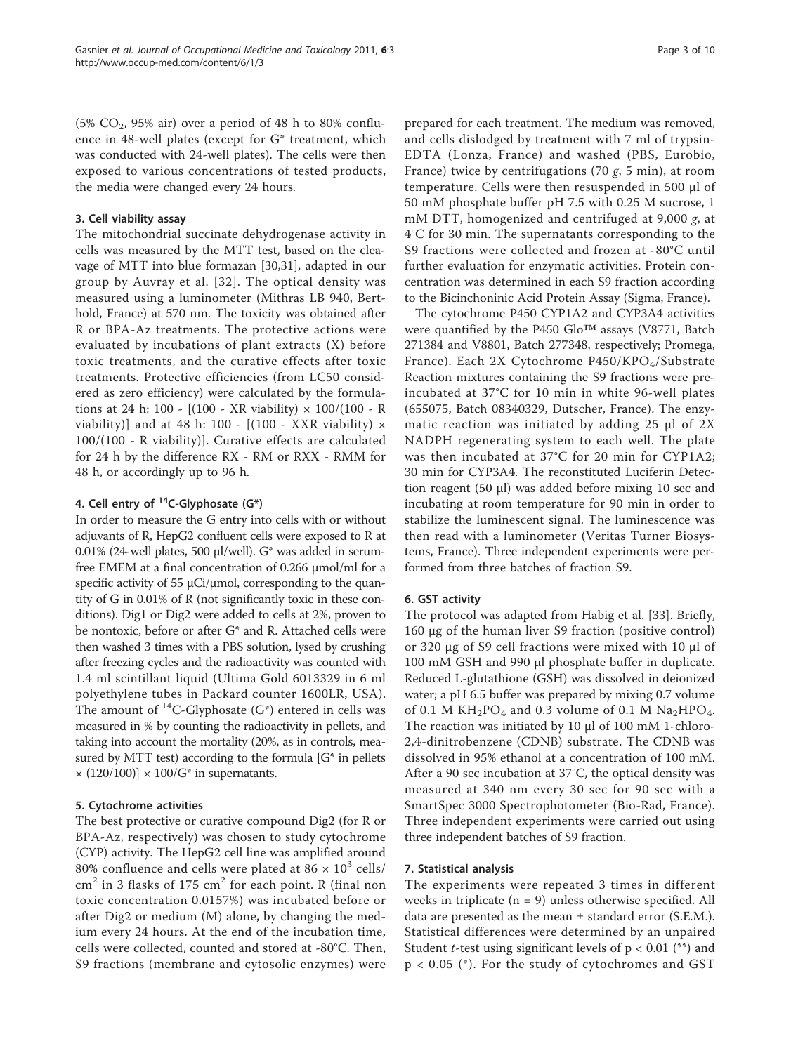($5\% CO_2$, 95% air) over a period of 48 h to 80% confluence in 48-well plates (except for G* treatment, which was conducted with 24-well plates). The cells were then exposed to various concentrations of tested products, the media were changed every 24 hours.

### 3. Cell viability assay

The mitochondrial succinate dehydrogenase activity in cells was measured by the MTT test, based on the cleavage of MTT into blue formazan [30,31], adapted in our group by Auvray et al. [32]. The optical density was measured using a luminometer (Mithras LB 940, Berthold, France) at 570 nm. The toxicity was obtained after R or BPA-Az treatments. The protective actions were evaluated by incubations of plant extracts (X) before toxic treatments, and the curative effects after toxic treatments. Protective efficiencies (from LC50 considered as zero efficiency) were calculated by the formulations at 24 h: 100 - [(100 - XR viability) × 100/(100 - R viability)] and at 48 h: 100 - [(100 - XXR viability) × 100/(100 - R viability)]. Curative effects are calculated for 24 h by the difference RX - RM or RXX - RMM for 48 h, or accordingly up to 96 h.

### 4. Cell entry of $^{14}$C-Glyphosate (G*)

In order to measure the G entry into cells with or without adjuvants of R, HepG2 confluent cells were exposed to R at 0.01% (24-well plates, 500 µl/well). G* was added in serum-free EMEM at a final concentration of 0.266 µmol/ml for a specific activity of 55 µCi/µmol, corresponding to the quantity of G in 0.01% of R (not significantly toxic in these conditions). Dig1 or Dig2 were added to cells at 2%, proven to be nontoxic, before or after G* and R. Attached cells were then washed 3 times with a PBS solution, lysed by crushing after freezing cycles and the radioactivity was counted with 1.4 ml scintillant liquid (Ultima Gold 6013329 in 6 ml polyethylene tubes in Packard counter 1600LR, USA). The amount of $^{14}$C-Glyphosate (G*) entered in cells was measured in % by counting the radioactivity in pellets, and taking into account the mortality (20%, as in controls, measured by MTT test) according to the formula [G* in pellets × (120/100)] × 100/G* in supernatants.

### 5. Cytochrome activities

The best protective or curative compound Dig2 (for R or BPA-Az, respectively) was chosen to study cytochrome (CYP) activity. The HepG2 cell line was amplified around 80% confluence and cells were plated at $86 \times 10^3$ cells/cm$^2$ in 3 flasks of 175 cm$^2$ for each point. R (final non toxic concentration 0.0157%) was incubated before or after Dig2 or medium (M) alone, by changing the medium every 24 hours. At the end of the incubation time, cells were collected, counted and stored at -80°C. Then, S9 fractions (membrane and cytosolic enzymes) were prepared for each treatment. The medium was removed, and cells dislodged by treatment with 7 ml of trypsin-EDTA (Lonza, France) and washed (PBS, Eurobio, France) twice by centrifugations (70 *g*, 5 min), at room temperature. Cells were then resuspended in 500 µl of 50 mM phosphate buffer pH 7.5 with 0.25 M sucrose, 1 mM DTT, homogenized and centrifuged at 9,000 *g*, at 4°C for 30 min. The supernatants corresponding to the S9 fractions were collected and frozen at -80°C until further evaluation for enzymatic activities. Protein concentration was determined in each S9 fraction according to the Bicinchoninic Acid Protein Assay (Sigma, France).

The cytochrome P450 CYP1A2 and CYP3A4 activities were quantified by the P450 Glo™ assays (V8771, Batch 271384 and V8801, Batch 277348, respectively; Promega, France). Each 2X Cytochrome P450/$KPO_4$/Substrate Reaction mixtures containing the S9 fractions were preincubated at 37°C for 10 min in white 96-well plates (655075, Batch 08340329, Dutscher, France). The enzymatic reaction was initiated by adding 25 µl of 2X NADPH regenerating system to each well. The plate was then incubated at 37°C for 20 min for CYP1A2; 30 min for CYP3A4. The reconstituted Luciferin Detection reagent (50 µl) was added before mixing 10 sec and incubating at room temperature for 90 min in order to stabilize the luminescent signal. The luminescence was then read with a luminometer (Veritas Turner Biosystems, France). Three independent experiments were performed from three batches of fraction S9.

### 6. GST activity

The protocol was adapted from Habig et al. [33]. Briefly, 160 µg of the human liver S9 fraction (positive control) or 320 µg of S9 cell fractions were mixed with 10 µl of 100 mM GSH and 990 µl phosphate buffer in duplicate. Reduced L-glutathione (GSH) was dissolved in deionized water; a pH 6.5 buffer was prepared by mixing 0.7 volume of 0.1 M $KH_2PO_4$ and 0.3 volume of 0.1 M $Na_2HPO_4$. The reaction was initiated by 10 µl of 100 mM 1-chloro-2,4-dinitrobenzene (CDNB) substrate. The CDNB was dissolved in 95% ethanol at a concentration of 100 mM. After a 90 sec incubation at 37°C, the optical density was measured at 340 nm every 30 sec for 90 sec with a SmartSpec 3000 Spectrophotometer (Bio-Rad, France). Three independent experiments were carried out using three independent batches of S9 fraction.

### 7. Statistical analysis

The experiments were repeated 3 times in different weeks in triplicate (n = 9) unless otherwise specified. All data are presented as the mean ± standard error (S.E.M.). Statistical differences were determined by an unpaired Student *t*-test using significant levels of $p < 0.01$ (**) and $p < 0.05$ (*). For the study of cytochromes and GST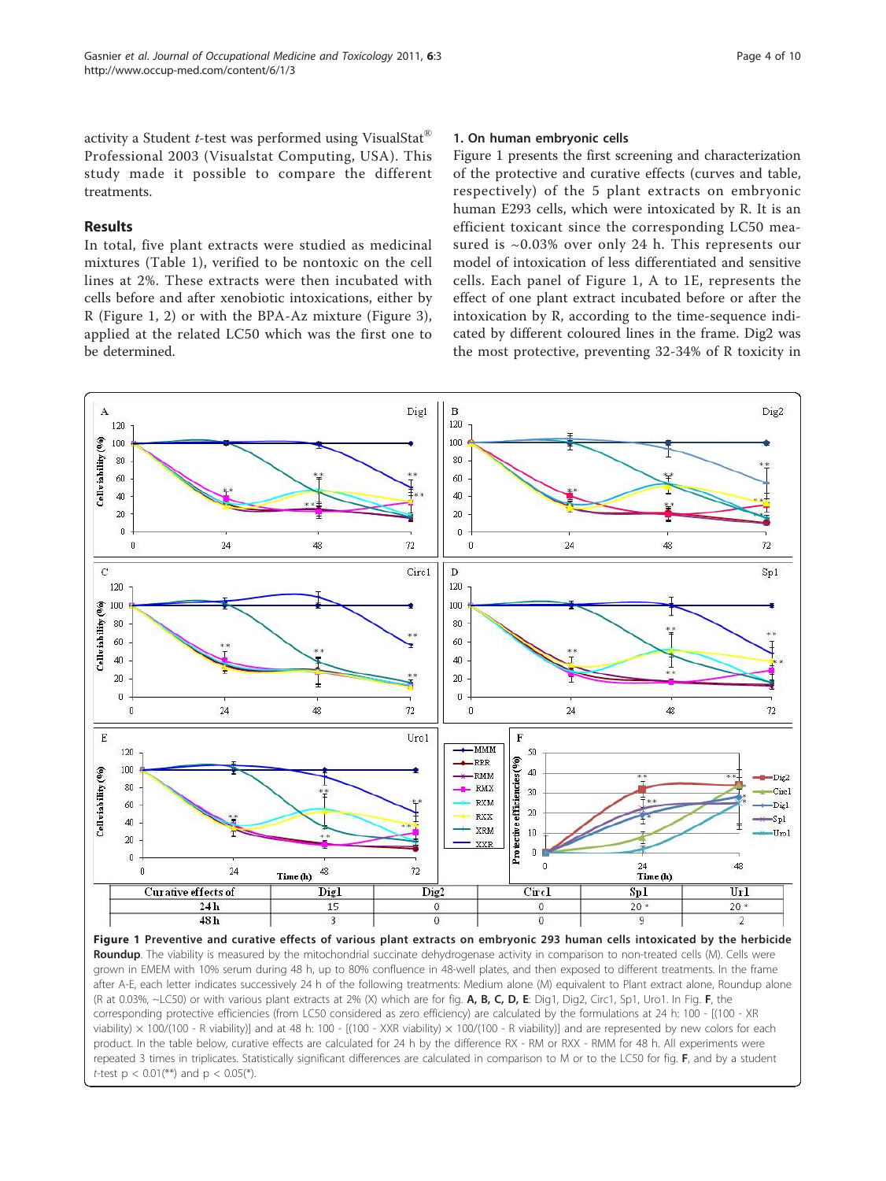activity a Student *t*-test was performed using VisualStat® Professional 2003 (Visualstat Computing, USA). This study made it possible to compare the different treatments.

## Results

In total, five plant extracts were studied as medicinal mixtures (Table 1), verified to be nontoxic on the cell lines at 2%. These extracts were then incubated with cells before and after xenobiotic intoxications, either by R (Figure 1, 2) or with the BPA-Az mixture (Figure 3), applied at the related LC50 which was the first one to be determined.

### 1. On human embryonic cells

Figure 1 presents the first screening and characterization of the protective and curative effects (curves and table, respectively) of the 5 plant extracts on embryonic human E293 cells, which were intoxicated by R. It is an efficient toxicant since the corresponding LC50 measured is ~0.03% over only 24 h. This represents our model of intoxication of less differentiated and sensitive cells. Each panel of Figure 1, A to 1E, represents the effect of one plant extract incubated before or after the intoxication by R, according to the time-sequence indicated by different coloured lines in the frame. Dig2 was the most protective, preventing 32-34% of R toxicity in

| Curative effects of | Dig1 | Dig2 | Circ1 | Sp1 | Ur1 |
|---|---|---|---|---|---|
| 24 h | 15 | 0 | 0 | 20 * | 20 * |
| 48 h | 3 | 0 | 0 | 9 | 2 |

**Figure 1 Preventive and curative effects of various plant extracts on embryonic 293 human cells intoxicated by the herbicide Roundup**. The viability is measured by the mitochondrial succinate dehydrogenase activity in comparison to non-treated cells (M). Cells were grown in EMEM with 10% serum during 48 h, up to 80% confluence in 48-well plates, and then exposed to different treatments. In the frame after A-E, each letter indicates successively 24 h of the following treatments: Medium alone (M) equivalent to Plant extract alone, Roundup alone (R at 0.03%, ~LC50) or with various plant extracts at 2% (X) which are for fig. **A, B, C, D, E**: Dig1, Dig2, Circ1, Sp1, Uro1. In Fig. **F**, the corresponding protective efficiencies (from LC50 considered as zero efficiency) are calculated by the formulations at 24 h: 100 - [(100 - XR viability) × 100/(100 - R viability)] and at 48 h: 100 - [(100 - XXR viability) × 100/(100 - R viability)] and are represented by new colors for each product. In the table below, curative effects are calculated for 24 h by the difference RX - RM or RXX - RMM for 48 h. All experiments were repeated 3 times in triplicates. Statistically significant differences are calculated in comparison to M or to the LC50 for fig. **F**, and by a student *t*-test $p < 0.01$(**) and $p < 0.05$(*).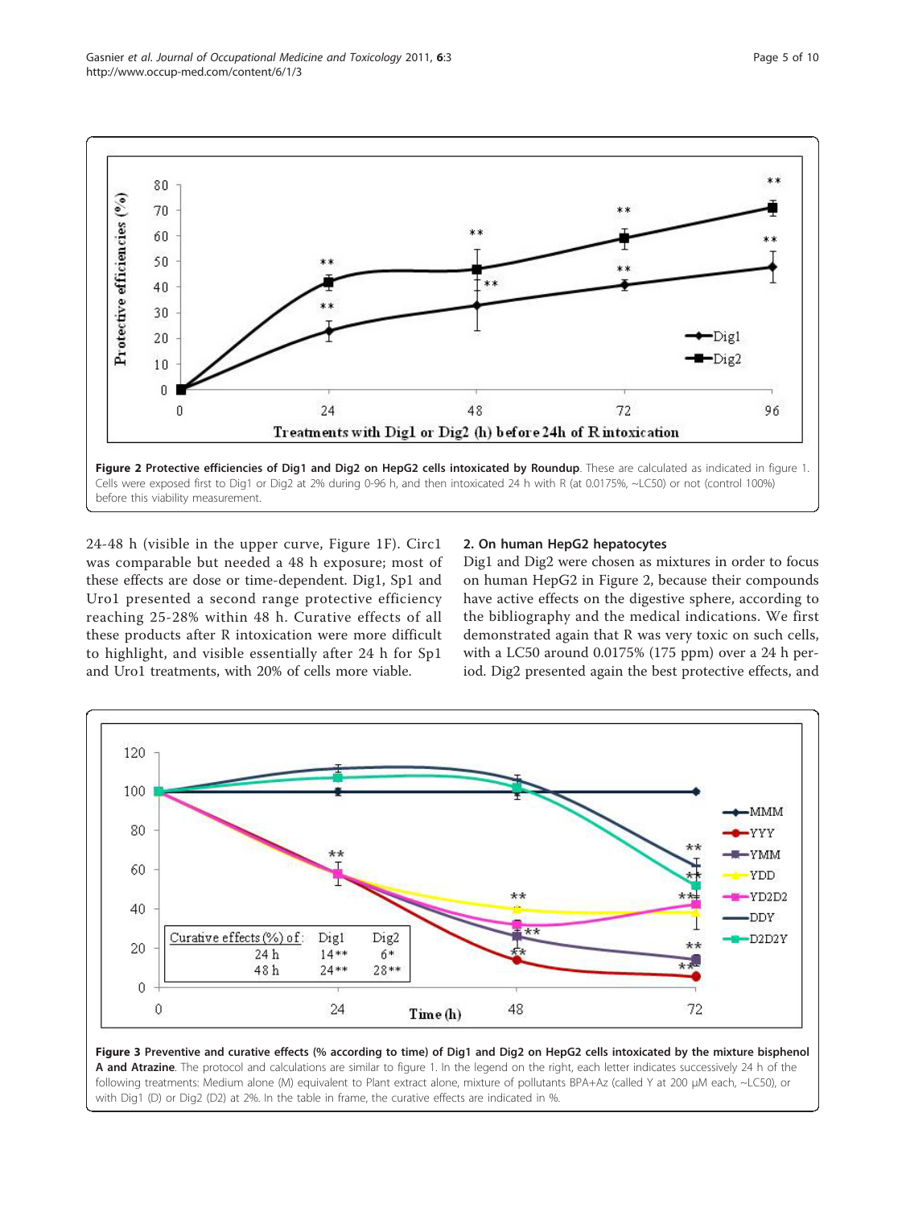Figure 2 **Protective efficiencies of Dig1 and Dig2 on HepG2 cells intoxicated by Roundup**. These are calculated as indicated in figure 1. Cells were exposed first to Dig1 or Dig2 at 2% during 0-96 h, and then intoxicated 24 h with R (at 0.0175%, ~LC50) or not (control 100%) before this viability measurement.

24-48 h (visible in the upper curve, Figure 1F). Circ1 was comparable but needed a 48 h exposure; most of these effects are dose or time-dependent. Dig1, Sp1 and Uro1 presented a second range protective efficiency reaching 25-28% within 48 h. Curative effects of all these products after R intoxication were more difficult to highlight, and visible essentially after 24 h for Sp1 and Uro1 treatments, with 20% of cells more viable.

### 2. On human HepG2 hepatocytes

Dig1 and Dig2 were chosen as mixtures in order to focus on human HepG2 in Figure 2, because their compounds have active effects on the digestive sphere, according to the bibliography and the medical indications. We first demonstrated again that R was very toxic on such cells, with a LC50 around 0.0175% (175 ppm) over a 24 h period. Dig2 presented again the best protective effects, and

| Curative effects (%) of: | Dig1 | Dig2 |
|---|---|---|
| 24 h | 14** | 6* |
| 48 h | 24** | 28** |

Figure 3 **Preventive and curative effects (% according to time) of Dig1 and Dig2 on HepG2 cells intoxicated by the mixture bisphenol A and Atrazine**. The protocol and calculations are similar to figure 1. In the legend on the right, each letter indicates successively 24 h of the following treatments: Medium alone (M) equivalent to Plant extract alone, mixture of pollutants BPA+Az (called Y at 200 μM each, ~LC50), or with Dig1 (D) or Dig2 (D2) at 2%. In the table in frame, the curative effects are indicated in %.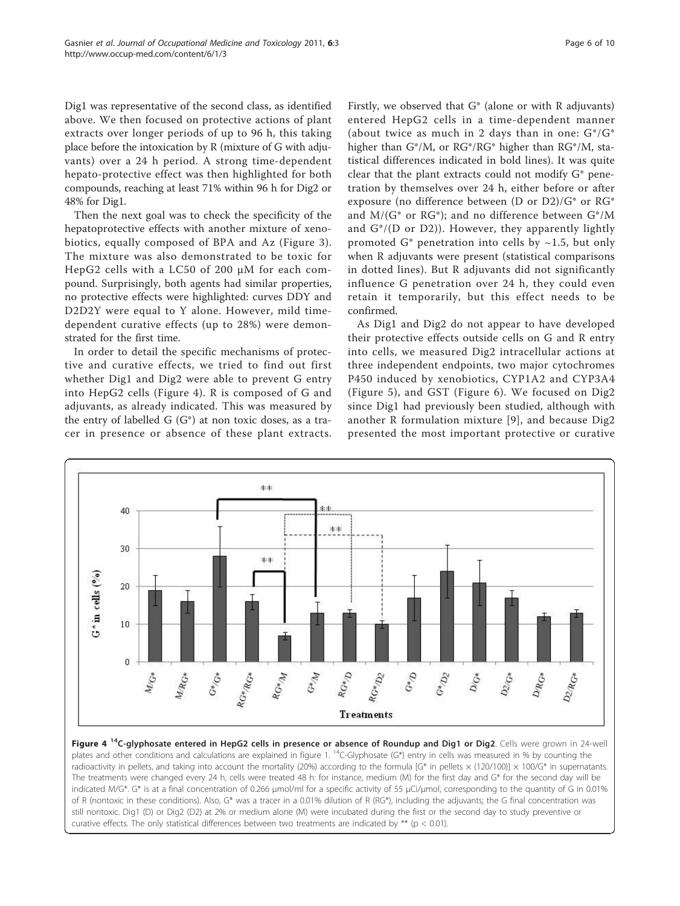Dig1 was representative of the second class, as identified above. We then focused on protective actions of plant extracts over longer periods of up to 96 h, this taking place before the intoxication by R (mixture of G with adjuvants) over a 24 h period. A strong time-dependent hepato-protective effect was then highlighted for both compounds, reaching at least 71% within 96 h for Dig2 or 48% for Dig1.

Then the next goal was to check the specificity of the hepatoprotective effects with another mixture of xenobiotics, equally composed of BPA and Az (Figure 3). The mixture was also demonstrated to be toxic for HepG2 cells with a LC50 of 200 μM for each compound. Surprisingly, both agents had similar properties, no protective effects were highlighted: curves DDY and D2D2Y were equal to Y alone. However, mild time-dependent curative effects (up to 28%) were demonstrated for the first time.

In order to detail the specific mechanisms of protective and curative effects, we tried to find out first whether Dig1 and Dig2 were able to prevent G entry into HepG2 cells (Figure 4). R is composed of G and adjuvants, as already indicated. This was measured by the entry of labelled G (G*) at non toxic doses, as a tracer in presence or absence of these plant extracts.

Firstly, we observed that G* (alone or with R adjuvants) entered HepG2 cells in a time-dependent manner (about twice as much in 2 days than in one: G*/G* higher than G*/M, or RG*/RG* higher than RG*/M, statistical differences indicated in bold lines). It was quite clear that the plant extracts could not modify G* penetration by themselves over 24 h, either before or after exposure (no difference between (D or D2)/G* or RG* and M/(G* or RG*); and no difference between G*/M and G*/(D or D2)). However, they apparently lightly promoted G* penetration into cells by ~1.5, but only when R adjuvants were present (statistical comparisons in dotted lines). But R adjuvants did not significantly influence G penetration over 24 h, they could even retain it temporarily, but this effect needs to be confirmed.

As Dig1 and Dig2 do not appear to have developed their protective effects outside cells on G and R entry into cells, we measured Dig2 intracellular actions at three independent endpoints, two major cytochromes P450 induced by xenobiotics, CYP1A2 and CYP3A4 (Figure 5), and GST (Figure 6). We focused on Dig2 since Dig1 had previously been studied, although with another R formulation mixture [9], and because Dig2 presented the most important protective or curative

**Figure 4** $^{14}$C-glyphosate entered in HepG2 cells in presence or absence of Roundup and Dig1 or Dig2. Cells were grown in 24-well plates and other conditions and calculations are explained in figure 1. $^{14}$C-Glyphosate (G*) entry in cells was measured in % by counting the radioactivity in pellets, and taking into account the mortality (20%) according to the formula [G* in pellets × (120/100)] × 100/G* in supernatants. The treatments were changed every 24 h, cells were treated 48 h: for instance, medium (M) for the first day and G* for the second day will be indicated M/G*. G* is at a final concentration of 0.266 μmol/ml for a specific activity of 55 μCi/μmol, corresponding to the quantity of G in 0.01% of R (nontoxic in these conditions). Also, G* was a tracer in a 0.01% dilution of R (RG*), including the adjuvants; the G final concentration was still nontoxic. Dig1 (D) or Dig2 (D2) at 2% or medium alone (M) were incubated during the first or the second day to study preventive or curative effects. The only statistical differences between two treatments are indicated by ** ($p < 0.01$).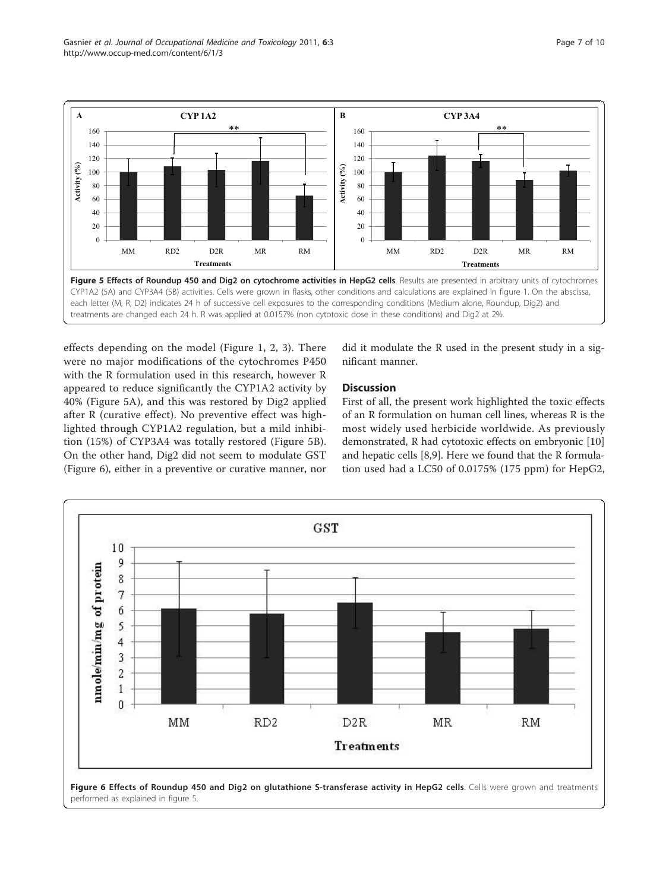Figure 5 Effects of Roundup 450 and Dig2 on cytochrome activities in HepG2 cells. Results are presented in arbitrary units of cytochromes CYP1A2 (5A) and CYP3A4 (5B) activities. Cells were grown in flasks, other conditions and calculations are explained in figure 1. On the abscissa, each letter (M, R, D2) indicates 24 h of successive cell exposures to the corresponding conditions (Medium alone, Roundup, Dig2) and treatments are changed each 24 h. R was applied at 0.0157% (non cytotoxic dose in these conditions) and Dig2 at 2%.

effects depending on the model (Figure 1, 2, 3). There were no major modifications of the cytochromes P450 with the R formulation used in this research, however R appeared to reduce significantly the CYP1A2 activity by 40% (Figure 5A), and this was restored by Dig2 applied after R (curative effect). No preventive effect was highlighted through CYP1A2 regulation, but a mild inhibition (15%) of CYP3A4 was totally restored (Figure 5B). On the other hand, Dig2 did not seem to modulate GST (Figure 6), either in a preventive or curative manner, nor did it modulate the R used in the present study in a significant manner.

## Discussion

First of all, the present work highlighted the toxic effects of an R formulation on human cell lines, whereas R is the most widely used herbicide worldwide. As previously demonstrated, R had cytotoxic effects on embryonic [10] and hepatic cells [8,9]. Here we found that the R formulation used had a LC50 of 0.0175% (175 ppm) for HepG2,

Figure 6 Effects of Roundup 450 and Dig2 on glutathione S-transferase activity in HepG2 cells. Cells were grown and treatments performed as explained in figure 5.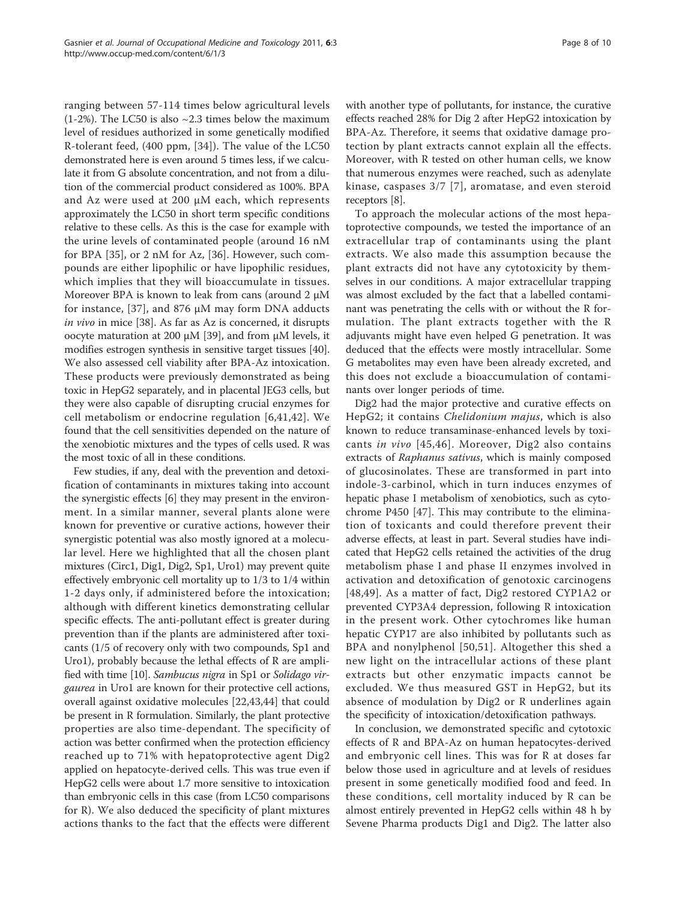ranging between 57-114 times below agricultural levels (1-2%). The LC50 is also ~2.3 times below the maximum level of residues authorized in some genetically modified R-tolerant feed, (400 ppm, [34]). The value of the LC50 demonstrated here is even around 5 times less, if we calculate it from G absolute concentration, and not from a dilution of the commercial product considered as 100%. BPA and Az were used at 200 μM each, which represents approximately the LC50 in short term specific conditions relative to these cells. As this is the case for example with the urine levels of contaminated people (around 16 nM for BPA [35], or 2 nM for Az, [36]. However, such compounds are either lipophilic or have lipophilic residues, which implies that they will bioaccumulate in tissues. Moreover BPA is known to leak from cans (around 2 μM for instance, [37], and 876 μM may form DNA adducts *in vivo* in mice [38]. As far as Az is concerned, it disrupts oocyte maturation at 200 μM [39], and from μM levels, it modifies estrogen synthesis in sensitive target tissues [40]. We also assessed cell viability after BPA-Az intoxication. These products were previously demonstrated as being toxic in HepG2 separately, and in placental JEG3 cells, but they were also capable of disrupting crucial enzymes for cell metabolism or endocrine regulation [6,41,42]. We found that the cell sensitivities depended on the nature of the xenobiotic mixtures and the types of cells used. R was the most toxic of all in these conditions.

Few studies, if any, deal with the prevention and detoxification of contaminants in mixtures taking into account the synergistic effects [6] they may present in the environment. In a similar manner, several plants alone were known for preventive or curative actions, however their synergistic potential was also mostly ignored at a molecular level. Here we highlighted that all the chosen plant mixtures (Circ1, Dig1, Dig2, Sp1, Uro1) may prevent quite effectively embryonic cell mortality up to 1/3 to 1/4 within 1-2 days only, if administered before the intoxication; although with different kinetics demonstrating cellular specific effects. The anti-pollutant effect is greater during prevention than if the plants are administered after toxicants (1/5 of recovery only with two compounds, Sp1 and Uro1), probably because the lethal effects of R are amplified with time [10]. *Sambucus nigra* in Sp1 or *Solidago virgaurea* in Uro1 are known for their protective cell actions, overall against oxidative molecules [22,43,44] that could be present in R formulation. Similarly, the plant protective properties are also time-dependant. The specificity of action was better confirmed when the protection efficiency reached up to 71% with hepatoprotective agent Dig2 applied on hepatocyte-derived cells. This was true even if HepG2 cells were about 1.7 more sensitive to intoxication than embryonic cells in this case (from LC50 comparisons for R). We also deduced the specificity of plant mixtures actions thanks to the fact that the effects were different with another type of pollutants, for instance, the curative effects reached 28% for Dig 2 after HepG2 intoxication by BPA-Az. Therefore, it seems that oxidative damage protection by plant extracts cannot explain all the effects. Moreover, with R tested on other human cells, we know that numerous enzymes were reached, such as adenylate kinase, caspases 3/7 [7], aromatase, and even steroid receptors [8].

To approach the molecular actions of the most hepatoprotective compounds, we tested the importance of an extracellular trap of contaminants using the plant extracts. We also made this assumption because the plant extracts did not have any cytotoxicity by themselves in our conditions. A major extracellular trapping was almost excluded by the fact that a labelled contaminant was penetrating the cells with or without the R formulation. The plant extracts together with the R adjuvants might have even helped G penetration. It was deduced that the effects were mostly intracellular. Some G metabolites may even have been already excreted, and this does not exclude a bioaccumulation of contaminants over longer periods of time.

Dig2 had the major protective and curative effects on HepG2; it contains *Chelidonium majus*, which is also known to reduce transaminase-enhanced levels by toxicants *in vivo* [45,46]. Moreover, Dig2 also contains extracts of *Raphanus sativus*, which is mainly composed of glucosinolates. These are transformed in part into indole-3-carbinol, which in turn induces enzymes of hepatic phase I metabolism of xenobiotics, such as cytochrome P450 [47]. This may contribute to the elimination of toxicants and could therefore prevent their adverse effects, at least in part. Several studies have indicated that HepG2 cells retained the activities of the drug metabolism phase I and phase II enzymes involved in activation and detoxification of genotoxic carcinogens [48,49]. As a matter of fact, Dig2 restored CYP1A2 or prevented CYP3A4 depression, following R intoxication in the present work. Other cytochromes like human hepatic CYP17 are also inhibited by pollutants such as BPA and nonylphenol [50,51]. Altogether this shed a new light on the intracellular actions of these plant extracts but other enzymatic impacts cannot be excluded. We thus measured GST in HepG2, but its absence of modulation by Dig2 or R underlines again the specificity of intoxication/detoxification pathways.

In conclusion, we demonstrated specific and cytotoxic effects of R and BPA-Az on human hepatocytes-derived and embryonic cell lines. This was for R at doses far below those used in agriculture and at levels of residues present in some genetically modified food and feed. In these conditions, cell mortality induced by R can be almost entirely prevented in HepG2 cells within 48 h by Sevene Pharma products Dig1 and Dig2. The latter also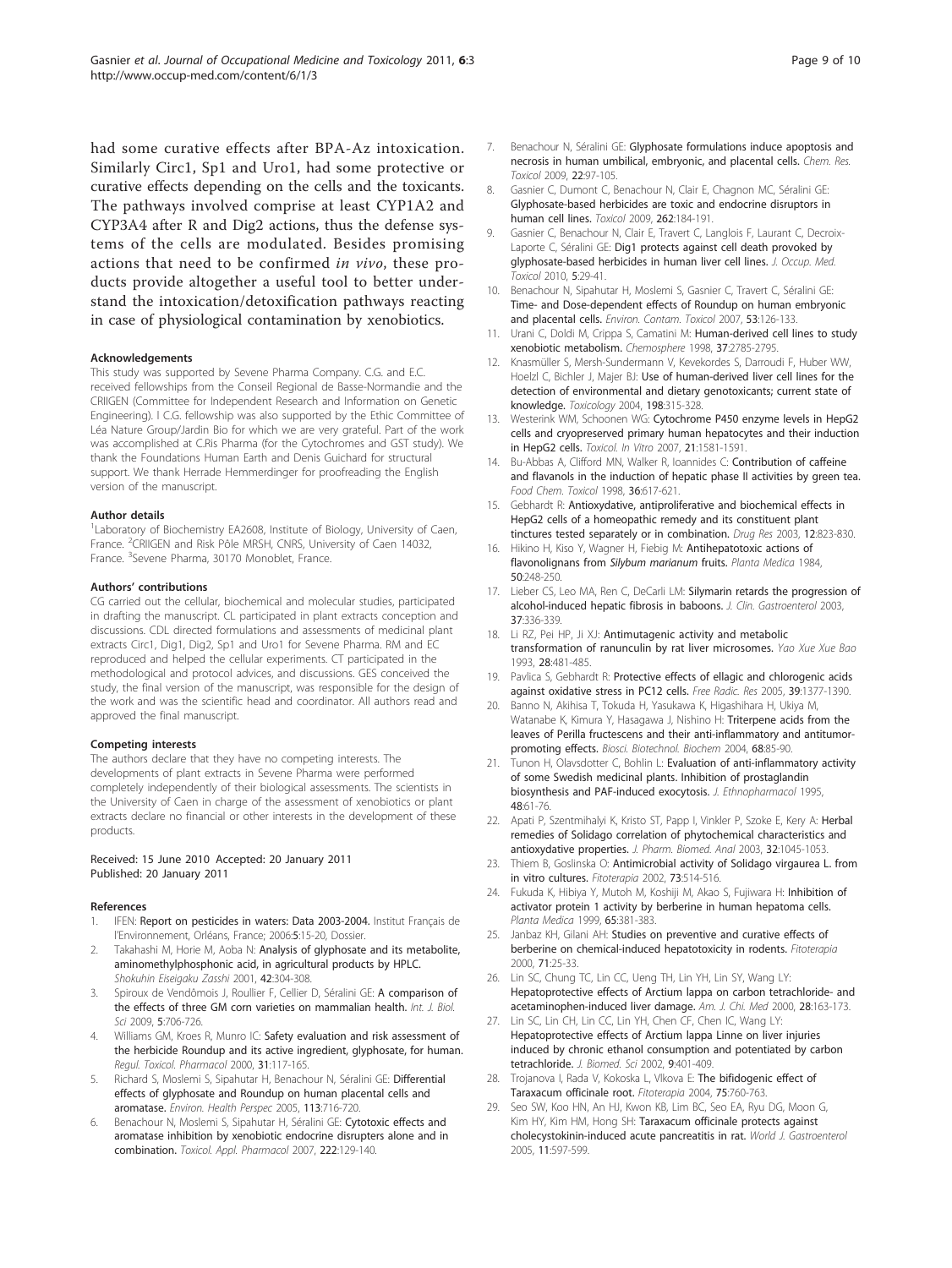had some curative effects after BPA-Az intoxication. Similarly Circ1, Sp1 and Uro1, had some protective or curative effects depending on the cells and the toxicants. The pathways involved comprise at least CYP1A2 and CYP3A4 after R and Dig2 actions, thus the defense systems of the cells are modulated. Besides promising actions that need to be confirmed *in vivo*, these products provide altogether a useful tool to better understand the intoxication/detoxification pathways reacting in case of physiological contamination by xenobiotics.

#### Acknowledgements

This study was supported by Sevene Pharma Company. C.G. and E.C. received fellowships from the Conseil Regional de Basse-Normandie and the CRIIGEN (Committee for Independent Research and Information on Genetic Engineering). I C.G. fellowship was also supported by the Ethic Committee of Léa Nature Group/Jardin Bio for which we are very grateful. Part of the work was accomplished at C.Ris Pharma (for the Cytochromes and GST study). We thank the Foundations Human Earth and Denis Guichard for structural support. We thank Herrade Hemmerdinger for proofreading the English version of the manuscript.

#### Author details

[1]Laboratory of Biochemistry EA2608, Institute of Biology, University of Caen, France. [2]CRIIGEN and Risk Pôle MRSH, CNRS, University of Caen 14032, France. [3]Sevene Pharma, 30170 Monoblet, France.

#### Authors' contributions

CG carried out the cellular, biochemical and molecular studies, participated in drafting the manuscript. CL participated in plant extracts conception and discussions. CDL directed formulations and assessments of medicinal plant extracts Circ1, Dig1, Dig2, Sp1 and Uro1 for Sevene Pharma. RM and EC reproduced and helped the cellular experiments. CT participated in the methodological and protocol advices, and discussions. GES conceived the study, the final version of the manuscript, was responsible for the design of the work and was the scientific head and coordinator. All authors read and approved the final manuscript.

#### Competing interests

The authors declare that they have no competing interests. The developments of plant extracts in Sevene Pharma were performed completely independently of their biological assessments. The scientists in the University of Caen in charge of the assessment of xenobiotics or plant extracts declare no financial or other interests in the development of these products.

Received: 15 June 2010 Accepted: 20 January 2011
Published: 20 January 2011

#### References

1. IFEN: Report on pesticides in waters: Data 2003-2004. Institut Français de l'Environnement, Orléans, France; 2006:5:15-20, Dossier.
2. Takahashi M, Horie M, Aoba N: Analysis of glyphosate and its metabolite, aminomethylphosphonic acid, in agricultural products by HPLC. *Shokuhin Eiseigaku Zasshi* 2001, 42:304-308.
3. Spiroux de Vendômois J, Roullier F, Cellier D, Séralini GE: A comparison of the effects of three GM corn varieties on mammalian health. *Int. J. Biol. Sci* 2009, 5:706-726.
4. Williams GM, Kroes R, Munro IC: Safety evaluation and risk assessment of the herbicide Roundup and its active ingredient, glyphosate, for human. *Regul. Toxicol. Pharmacol* 2000, 31:117-165.
5. Richard S, Moslemi S, Sipahutar H, Benachour N, Séralini GE: Differential effects of glyphosate and Roundup on human placental cells and aromatase. *Environ. Health Perspec* 2005, 113:716-720.
6. Benachour N, Moslemi S, Sipahutar H, Séralini GE: Cytotoxic effects and aromatase inhibition by xenobiotic endocrine disrupters alone and in combination. *Toxicol. Appl. Pharmacol* 2007, 222:129-140.
7. Benachour N, Séralini GE: Glyphosate formulations induce apoptosis and necrosis in human umbilical, embryonic, and placental cells. *Chem. Res. Toxicol* 2009, 22:97-105.
8. Gasnier C, Dumont C, Benachour N, Clair E, Chagnon MC, Séralini GE: Glyphosate-based herbicides are toxic and endocrine disruptors in human cell lines. *Toxicol* 2009, 262:184-191.
9. Gasnier C, Benachour N, Clair E, Travert C, Langlois F, Laurant C, Decroix-Laporte C, Séralini GE: Dig1 protects against cell death provoked by glyphosate-based herbicides in human liver cell lines. *J. Occup. Med. Toxicol* 2010, 5:29-41.
10. Benachour N, Sipahutar H, Moslemi S, Gasnier C, Travert C, Séralini GE: Time- and Dose-dependent effects of Roundup on human embryonic and placental cells. *Environ. Contam. Toxicol* 2007, 53:126-133.
11. Urani C, Doldi M, Crippa S, Camatini M: Human-derived cell lines to study xenobiotic metabolism. *Chemosphere* 1998, 37:2785-2795.
12. Knasmüller S, Mersh-Sundermann V, Kevekordes S, Darroudi F, Huber WW, Hoelzl C, Bichler J, Majer BJ: Use of human-derived liver cell lines for the detection of environmental and dietary genotoxicants; current state of knowledge. *Toxicology* 2004, 198:315-328.
13. Westerink WM, Schoonen WG: Cytochrome P450 enzyme levels in HepG2 cells and cryopreserved primary human hepatocytes and their induction in HepG2 cells. *Toxicol. In Vitro* 2007, 21:1581-1591.
14. Bu-Abbas A, Clifford MN, Walker R, Ioannides C: Contribution of caffeine and flavanols in the induction of hepatic phase II activities by green tea. *Food Chem. Toxicol* 1998, 36:617-621.
15. Gebhardt R: Antioxydative, antiproliferative and biochemical effects in HepG2 cells of a homeopathic remedy and its constituent plant tinctures tested separately or in combination. *Drug Res* 2003, 12:823-830.
16. Hikino H, Kiso Y, Wagner H, Fiebig M: Antihepatotoxic actions of flavonolignans from *Silybum marianum* fruits. *Planta Medica* 1984, 50:248-250.
17. Lieber CS, Leo MA, Ren C, DeCarli LM: Silymarin retards the progression of alcohol-induced hepatic fibrosis in baboons. *J. Clin. Gastroenterol* 2003, 37:336-339.
18. Li RZ, Pei HP, Ji XJ: Antimutagenic activity and metabolic transformation of ranunculin by rat liver microsomes. *Yao Xue Xue Bao* 1993, 28:481-485.
19. Pavlica S, Gebhardt R: Protective effects of ellagic and chlorogenic acids against oxidative stress in PC12 cells. *Free Radic. Res* 2005, 39:1377-1390.
20. Banno N, Akihisa T, Tokuda H, Yasukawa K, Higashihara H, Ukiya M, Watanabe K, Kimura Y, Hasagawa J, Nishino H: Triterpene acids from the leaves of Perilla fructescens and their anti-inflammatory and antitumor-promoting effects. *Biosci. Biotechnol. Biochem* 2004, 68:85-90.
21. Tunon H, Olavsdotter C, Bohlin L: Evaluation of anti-inflammatory activity of some Swedish medicinal plants. Inhibition of prostaglandin biosynthesis and PAF-induced exocytosis. *J. Ethnopharmacol* 1995, 48:61-76.
22. Apati P, Szentmihalyi K, Kristo ST, Papp I, Vinkler P, Szoke E, Kery A: Herbal remedies of Solidago correlation of phytochemical characteristics and antioxydative properties. *J. Pharm. Biomed. Anal* 2003, 32:1045-1053.
23. Thiem B, Goslinska O: Antimicrobial activity of Solidago virgaurea L. from in vitro cultures. *Fitoterapia* 2002, 73:514-516.
24. Fukuda K, Hibiya Y, Mutoh M, Koshiji M, Akao S, Fujiwara H: Inhibition of activator protein 1 activity by berberine in human hepatoma cells. *Planta Medica* 1999, 65:381-383.
25. Janbaz KH, Gilani AH: Studies on preventive and curative effects of berberine on chemical-induced hepatotoxicity in rodents. *Fitoterapia* 2000, 71:25-33.
26. Lin SC, Chung TC, Lin CC, Ueng TH, Lin YH, Lin SY, Wang LY: Hepatoprotective effects of Arctium lappa on carbon tetrachloride- and acetaminophen-induced liver damage. *Am. J. Chi. Med* 2000, 28:163-173.
27. Lin SC, Lin CH, Lin CC, Lin YH, Chen CF, Chen IC, Wang LY: Hepatoprotective effects of Arctium lappa Linne on liver injuries induced by chronic ethanol consumption and potentiated by carbon tetrachloride. *J. Biomed. Sci* 2002, 9:401-409.
28. Trojanova I, Rada V, Kokoska L, Vlkova E: The bifidogenic effect of Taraxacum officinale root. *Fitoterapia* 2004, 75:760-763.
29. Seo SW, Koo HN, An HJ, Kwon KB, Lim BC, Seo EA, Ryu DG, Moon G, Kim HY, Kim HM, Hong SH: Taraxacum officinale protects against cholecystokinin-induced acute pancreatitis in rat. *World J. Gastroenterol* 2005, 11:597-599.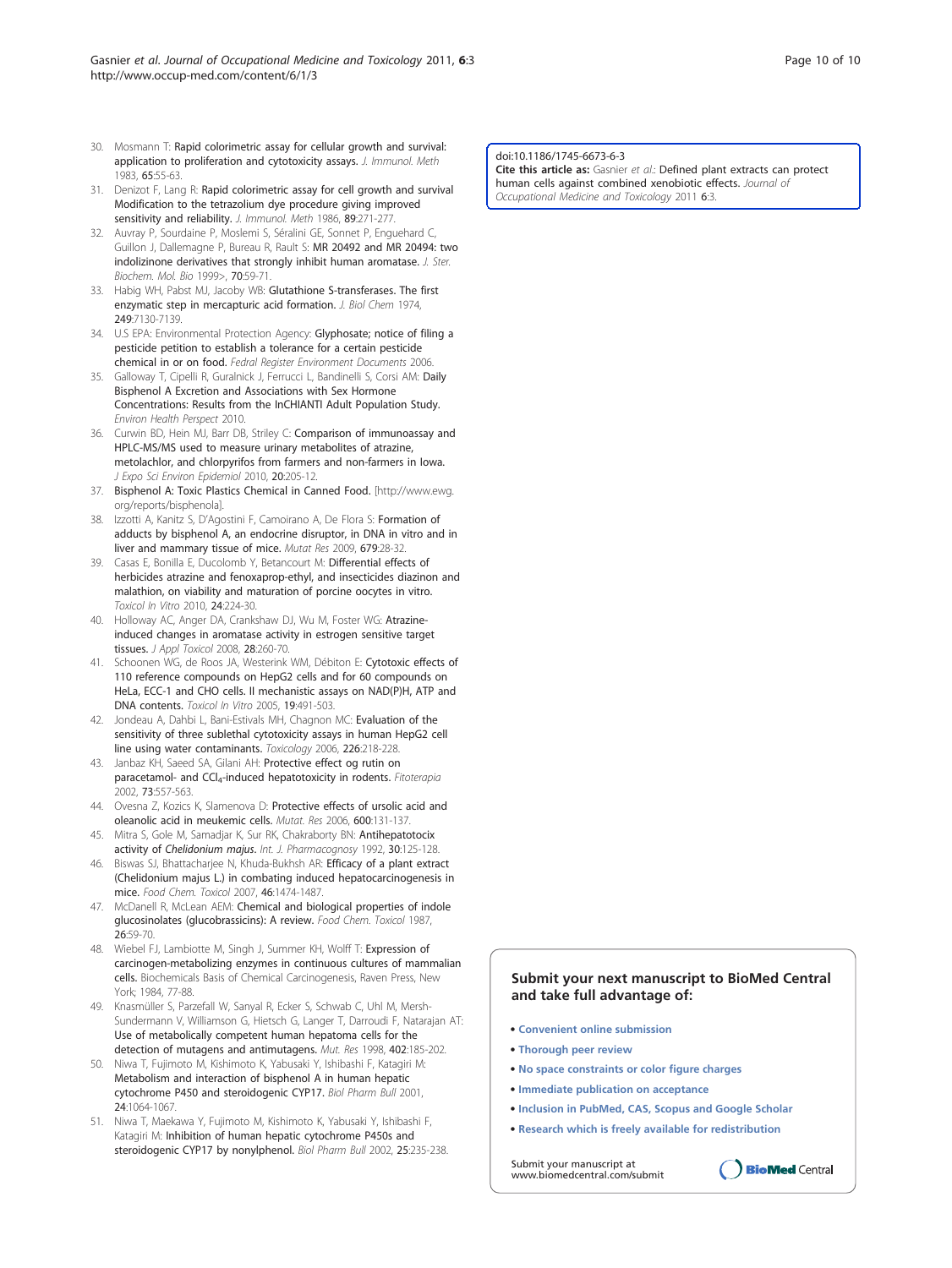30. Mosmann T: **Rapid colorimetric assay for cellular growth and survival: application to proliferation and cytotoxicity assays.** *J. Immunol. Meth* 1983, **65**:55-63.
31. Denizot F, Lang R: **Rapid colorimetric assay for cell growth and survival Modification to the tetrazolium dye procedure giving improved sensitivity and reliability.** *J. Immunol. Meth* 1986, **89**:271-277.
32. Auvray P, Sourdaine P, Moslemi S, Séralini GE, Sonnet P, Enguehard C, Guillon J, Dallemagne P, Bureau R, Rault S: **MR 20492 and MR 20494: two indolizinone derivatives that strongly inhibit human aromatase.** *J. Ster. Biochem. Mol. Bio* 1999>, **70**:59-71.
33. Habig WH, Pabst MJ, Jacoby WB: **Glutathione S-transferases. The first enzymatic step in mercapturic acid formation.** *J. Biol Chem* 1974, **249**:7130-7139.
34. U.S EPA: Environmental Protection Agency: **Glyphosate; notice of filing a pesticide petition to establish a tolerance for a certain pesticide chemical in or on food.** *Fedral Register Environment Documents* 2006.
35. Galloway T, Cipelli R, Guralnick J, Ferrucci L, Bandinelli S, Corsi AM: **Daily Bisphenol A Excretion and Associations with Sex Hormone Concentrations: Results from the InCHIANTI Adult Population Study.** *Environ Health Perspect* 2010.
36. Curwin BD, Hein MJ, Barr DB, Striley C: **Comparison of immunoassay and HPLC-MS/MS used to measure urinary metabolites of atrazine, metolachlor, and chlorpyrifos from farmers and non-farmers in Iowa.** *J Expo Sci Environ Epidemiol* 2010, **20**:205-12.
37. **Bisphenol A: Toxic Plastics Chemical in Canned Food.** [http://www.ewg.org/reports/bisphenola].
38. Izzotti A, Kanitz S, D'Agostini F, Camoirano A, De Flora S: **Formation of adducts by bisphenol A, an endocrine disruptor, in DNA in vitro and in liver and mammary tissue of mice.** *Mutat Res* 2009, **679**:28-32.
39. Casas E, Bonilla E, Ducolomb Y, Betancourt M: **Differential effects of herbicides atrazine and fenoxaprop-ethyl, and insecticides diazinon and malathion, on viability and maturation of porcine oocytes in vitro.** *Toxicol In Vitro* 2010, **24**:224-30.
40. Holloway AC, Anger DA, Crankshaw DJ, Wu M, Foster WG: **Atrazine-induced changes in aromatase activity in estrogen sensitive target tissues.** *J Appl Toxicol* 2008, **28**:260-70.
41. Schoonen WG, de Roos JA, Westerink WM, Débiton E: **Cytotoxic effects of 110 reference compounds on HepG2 cells and for 60 compounds on HeLa, ECC-1 and CHO cells. II mechanistic assays on NAD(P)H, ATP and DNA contents.** *Toxicol In Vitro* 2005, **19**:491-503.
42. Jondeau A, Dahbi L, Bani-Estivals MH, Chagnon MC: **Evaluation of the sensitivity of three sublethal cytotoxicity assays in human HepG2 cell line using water contaminants.** *Toxicology* 2006, **226**:218-228.
43. Janbaz KH, Saeed SA, Gilani AH: **Protective effect og rutin on paracetamol- and $CCl_4$-induced hepatotoxicity in rodents.** *Fitoterapia* 2002, **73**:557-563.
44. Ovesna Z, Kozics K, Slamenova D: **Protective effects of ursolic acid and oleanolic acid in meukemic cells.** *Mutat. Res* 2006, **600**:131-137.
45. Mitra S, Gole M, Samadjar K, Sur RK, Chakraborty BN: **Antihepatotocix activity of *Chelidonium majus*.** *Int. J. Pharmacognosy* 1992, **30**:125-128.
46. Biswas SJ, Bhattacharjee N, Khuda-Bukhsh AR: **Efficacy of a plant extract (Chelidonium majus L.) in combating induced hepatocarcinogenesis in mice.** *Food Chem. Toxicol* 2007, **46**:1474-1487.
47. McDanell R, McLean AEM: **Chemical and biological properties of indole glucosinolates (glucobrassicins): A review.** *Food Chem. Toxicol* 1987, **26**:59-70.
48. Wiebel FJ, Lambiotte M, Singh J, Summer KH, Wolff T: **Expression of carcinogen-metabolizing enzymes in continuous cultures of mammalian cells.** Biochemicals Basis of Chemical Carcinogenesis, Raven Press, New York; 1984, 77-88.
49. Knasmüller S, Parzefall W, Sanyal R, Ecker S, Schwab C, Uhl M, Mersh-Sundermann V, Williamson G, Hietsch G, Langer T, Darroudi F, Natarajan AT: **Use of metabolically competent human hepatoma cells for the detection of mutagens and antimutagens.** *Mut. Res* 1998, **402**:185-202.
50. Niwa T, Fujimoto M, Kishimoto K, Yabusaki Y, Ishibashi F, Katagiri M: **Metabolism and interaction of bisphenol A in human hepatic cytochrome P450 and steroidogenic CYP17.** *Biol Pharm Bull* 2001, **24**:1064-1067.
51. Niwa T, Maekawa Y, Fujimoto M, Kishimoto K, Yabusaki Y, Ishibashi F, Katagiri M: **Inhibition of human hepatic cytochrome P450s and steroidogenic CYP17 by nonylphenol.** *Biol Pharm Bull* 2002, **25**:235-238.

doi:10.1186/1745-6673-6-3

**Cite this article as:** Gasnier *et al.*: Defined plant extracts can protect human cells against combined xenobiotic effects. *Journal of Occupational Medicine and Toxicology* 2011 **6**:3.

**Submit your next manuscript to BioMed Central and take full advantage of:**

- **Convenient online submission**
- **Thorough peer review**
- **No space constraints or color figure charges**
- **Immediate publication on acceptance**
- **Inclusion in PubMed, CAS, Scopus and Google Scholar**
- **Research which is freely available for redistribution**

Submit your manuscript at
www.biomedcentral.com/submit

BioMed Central